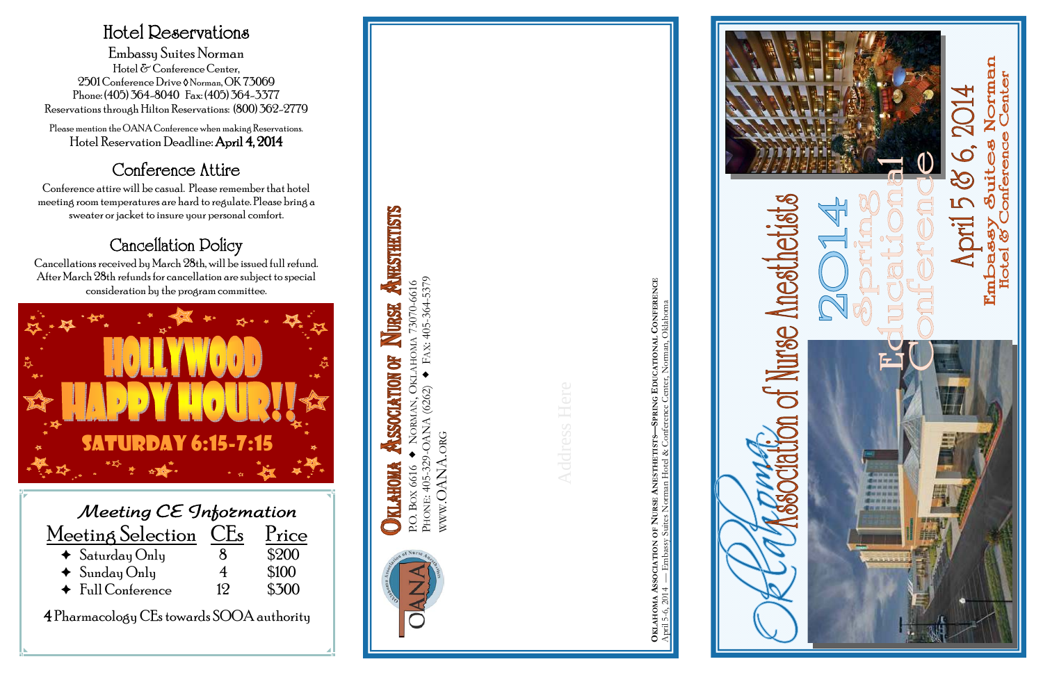## Hotel Reservations

**Embassy Suites Norman**
Hotel & Conference Center,
2501 Conference Drive ◊ Norman, OK 73069
Phone: (405) 364-8040 Fax: (405) 364-3377
Reservations through Hilton Reservations: (800) 362-2779

Please mention the OANA Conference when making Reservations.
Hotel Reservation Deadline: **April 4, 2014**

## Conference Attire

Conference attire will be casual. Please remember that hotel meeting room temperatures are hard to regulate. Please bring a sweater or jacket to insure your personal comfort.

## Cancellation Policy

Cancellations received by March 28th, will be issued full refund. After March 28th refunds for cancellation are subject to special consideration by the program committee.

**HOLLYWOOD HAPPY HOUR!!**
**SATURDAY 6:15-7:15**

### *Meeting CE Information*

| Meeting Selection | CEs | Price |
|---|---|---|
| ✦ Saturday Only | 8 | $200 |
| ✦ Sunday Only | 4 | $100 |
| ✦ Full Conference | 12 | $300 |

4 Pharmacology CEs towards SOOA authority

---

**Oklahoma Association of Nurse Anesthetists**
P.O. Box 6616 ✦ Norman, Oklahoma 73070-6616
Phone: 405-329-OANA (6262) ✦ Fax: 405-364-5379
www.OANA.org

Address Here

**Oklahoma Association of Nurse Anesthetists—Spring Educational Conference**
April 5-6, 2014 — Embassy Suites Norman Hotel & Conference Center, Norman, Oklahoma

---

# Oklahoma Association of Nurse Anesthetists

## 2014 Spring Educational Conference

**April 5 & 6, 2014**

**Embassy Suites Norman**
**Hotel & Conference Center**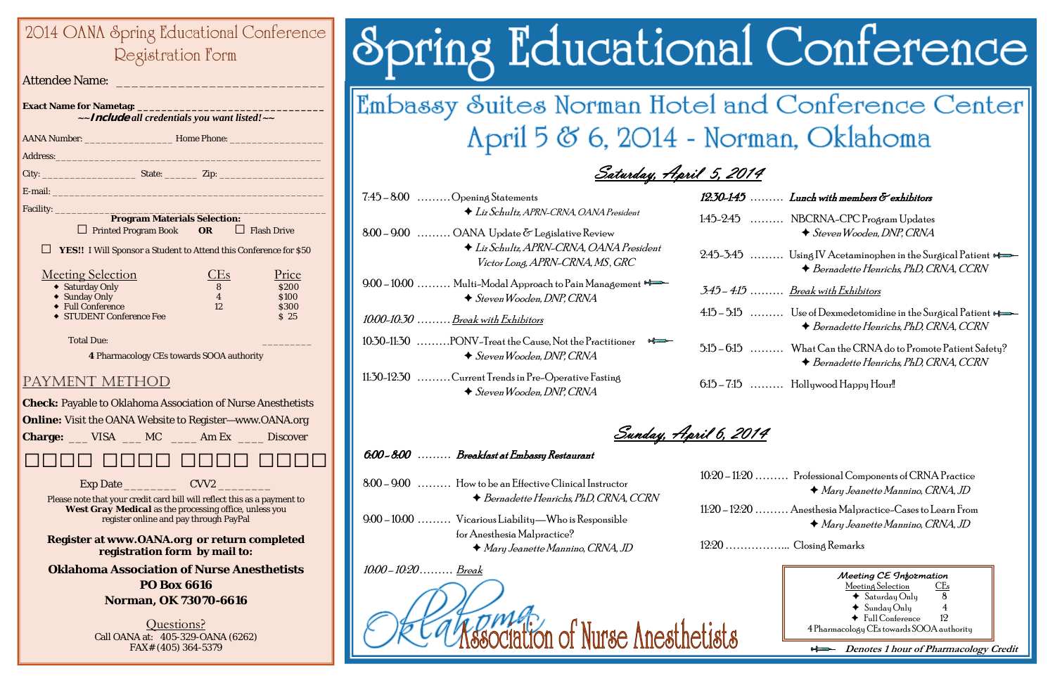# 2014 OANA Spring Educational Conference Registration Form

Attendee Name: ___________________________

**Exact Name for Nametag:** ___________________________

*~~**Include** all credentials you want listed!~~*

AANA Number: _______________ Home Phone: _______________

Address: _______________________________________________

City: _______________ State: ______ Zip: _______________

E-mail: _______________________________________________

Facility: _______________________________________________

**Program Materials Selection:**

☐ Printed Program Book **OR** ☐ Flash Drive

☐ **YES!!** I Will Sponsor a Student to Attend this Conference for $50

| Meeting Selection | CEs | Price |
|---|---|---|
| ◆ Saturday Only | 8 | $200 |
| ◆ Sunday Only | 4 | $100 |
| ◆ Full Conference | 12 | $300 |
| ◆ STUDENT Conference Fee | | $ 25 |

Total Due: _________

**4** Pharmacology CEs towards SOOA authority

## PAYMENT METHOD

**Check:** Payable to Oklahoma Association of Nurse Anesthetists

**Online:** Visit the OANA Website to Register—www.OANA.org

**Charge:** ___ VISA ___ MC ____ Am Ex ____ Discover

☐☐☐☐ ☐☐☐☐ ☐☐☐☐ ☐☐☐☐

Exp Date ________ CVV2 ________

Please note that your credit card bill will reflect this as a payment to **West Gray Medical** as the processing office, unless you register online and pay through PayPal

**Register at www.OANA.org or return completed registration form by mail to:**

**Oklahoma Association of Nurse Anesthetists**
**PO Box 6616**
**Norman, OK 73070-6616**

Questions?
Call OANA at: 405-329-OANA (6262)
FAX# (405) 364-5379

# Spring Educational Conference

## Embassy Suites Norman Hotel and Conference Center
## April 5 & 6, 2014 - Norman, Oklahoma

### Saturday, April 5, 2014

7:45 – 8:00 ……… Opening Statements
✦ *Liz Schultz, APRN-CRNA, OANA President*

8:00 – 9:00 ……… OANA Update & Legislative Review
✦ *Liz Schultz, APRN-CRNA, OANA President*
*Victor Long, APRN-CRNA, MS, GRC*

9:00 – 10:00 ……… Multi-Modal Approach to Pain Management (Pharmacology)
✦ *Steven Wooden, DNP, CRNA*

*10:00-10:30 ……… Break with Exhibitors*

10:30-11:30 ……… PONV-Treat the Cause, Not the Practitioner (Pharmacology)
✦ *Steven Wooden, DNP, CRNA*

11:30-12:30 ……… Current Trends in Pre-Operative Fasting
✦ *Steven Wooden, DNP, CRNA*

***12:30-1:45 ……… Lunch with members & exhibitors***

1:45-2:45 ……… NBCRNA-CPC Program Updates
✦ *Steven Wooden, DNP, CRNA*

2:45-3:45 ……… Using IV Acetaminophen in the Surgical Patient (Pharmacology)
✦ *Bernadette Henrichs, PhD, CRNA, CCRN*

*3:45 – 4:15 ……… Break with Exhibitors*

4:15 – 5:15 ……… Use of Dexmedetomidine in the Surgical Patient (Pharmacology)
✦ *Bernadette Henrichs, PhD, CRNA, CCRN*

5:15 – 6:15 ……… What Can the CRNA do to Promote Patient Safety?
✦ *Bernadette Henrichs, PhD, CRNA, CCRN*

6:15 – 7:15 ……… Hollywood Happy Hour!!

### Sunday, April 6, 2014

***6:00 - 8:00 ……… Breakfast at Embassy Restaurant***

8:00 – 9:00 ……… How to be an Effective Clinical Instructor
✦ *Bernadette Henrichs, PhD, CRNA, CCRN*

9:00 – 10:00 ……… Vicarious Liability—Who is Responsible for Anesthesia Malpractice?
✦ *Mary Jeanette Mannino, CRNA, JD*

*10:00 – 10:20 ……… Break*

10:20 – 11:20 ……… Professional Components of CRNA Practice
✦ *Mary Jeanette Mannino, CRNA, JD*

11:20 – 12:20 ……… Anesthesia Malpractice-Cases to Learn From
✦ *Mary Jeanette Mannino, CRNA, JD*

12:20 ……………….. Closing Remarks

**Meeting CE Information**

| Meeting Selection | CEs |
|---|---|
| ✦ Saturday Only | 8 |
| ✦ Sunday Only | 4 |
| ✦ Full Conference | 12 |

4 Pharmacology CEs towards SOOA authority

Oklahoma Association of Nurse Anesthetists

***Denotes 1 hour of Pharmacology Credit***